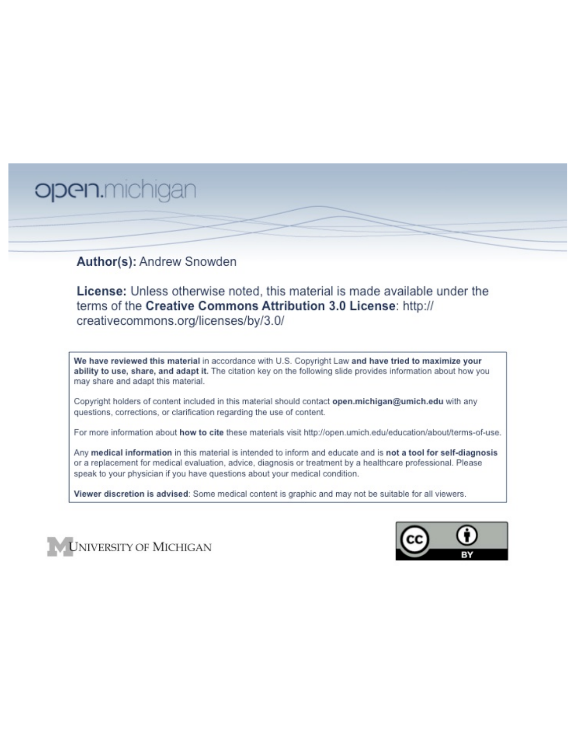open.michigan

**Author(s):** Andrew Snowden

**License:** Unless otherwise noted, this material is made available under the terms of the **Creative Commons Attribution 3.0 License**: http://creativecommons.org/licenses/by/3.0/

**We have reviewed this material** in accordance with U.S. Copyright Law **and have tried to maximize your ability to use, share, and adapt it.** The citation key on the following slide provides information about how you may share and adapt this material.

Copyright holders of content included in this material should contact **open.michigan@umich.edu** with any questions, corrections, or clarification regarding the use of content.

For more information about **how to cite** these materials visit http://open.umich.edu/education/about/terms-of-use.

Any **medical information** in this material is intended to inform and educate and is **not a tool for self-diagnosis** or a replacement for medical evaluation, advice, diagnosis or treatment by a healthcare professional. Please speak to your physician if you have questions about your medical condition.

**Viewer discretion is advised**: Some medical content is graphic and may not be suitable for all viewers.

University of Michigan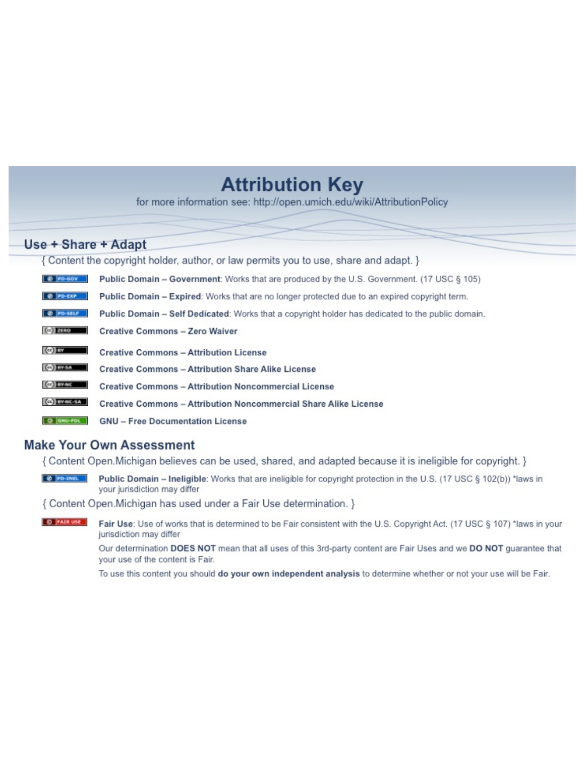# Attribution Key

for more information see: http://open.umich.edu/wiki/AttributionPolicy

## Use + Share + Adapt

{ Content the copyright holder, author, or law permits you to use, share and adapt. }

- PD-GOV — **Public Domain – Government**: Works that are produced by the U.S. Government. (17 USC § 105)
- PD-EXP — **Public Domain – Expired**: Works that are no longer protected due to an expired copyright term.
- PD-SELF — **Public Domain – Self Dedicated**: Works that a copyright holder has dedicated to the public domain.
- ZERO — **Creative Commons – Zero Waiver**
- BY — **Creative Commons – Attribution License**
- BY-SA — **Creative Commons – Attribution Share Alike License**
- BY-NC — **Creative Commons – Attribution Noncommercial License**
- BY-NC-SA — **Creative Commons – Attribution Noncommercial Share Alike License**
- GNU-FDL — **GNU – Free Documentation License**

## Make Your Own Assessment

{ Content Open.Michigan believes can be used, shared, and adapted because it is ineligible for copyright. }

- PD-INEL — **Public Domain – Ineligible**: Works that are ineligible for copyright protection in the U.S. (17 USC § 102(b)) *laws in your jurisdiction may differ

{ Content Open.Michigan has used under a Fair Use determination. }

- FAIR USE — **Fair Use**: Use of works that is determined to be Fair consistent with the U.S. Copyright Act. (17 USC § 107) *laws in your jurisdiction may differ

  Our determination **DOES NOT** mean that all uses of this 3rd-party content are Fair Uses and we **DO NOT** guarantee that your use of the content is Fair.

  To use this content you should **do your own independent analysis** to determine whether or not your use will be Fair.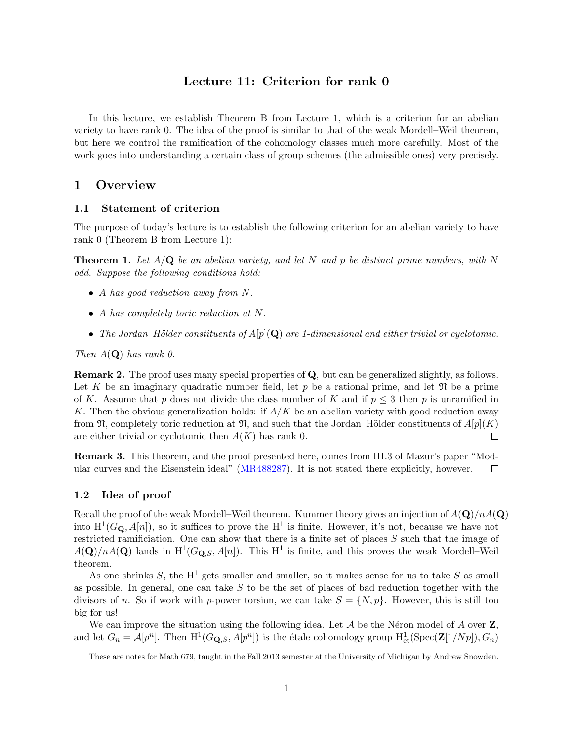# Lecture 11: Criterion for rank 0

In this lecture, we establish Theorem B from Lecture 1, which is a criterion for an abelian variety to have rank 0. The idea of the proof is similar to that of the weak Mordell–Weil theorem, but here we control the ramification of the cohomology classes much more carefully. Most of the work goes into understanding a certain class of group schemes (the admissible ones) very precisely.

## 1 Overview

### 1.1 Statement of criterion

The purpose of today's lecture is to establish the following criterion for an abelian variety to have rank 0 (Theorem B from Lecture 1):

**Theorem 1.** *Let $A/\mathbf{Q}$ be an abelian variety, and let $N$ and $p$ be distinct prime numbers, with $N$ odd. Suppose the following conditions hold:*

- *$A$ has good reduction away from $N$.*
- *$A$ has completely toric reduction at $N$.*
- *The Jordan–Hölder constituents of $A[p](\overline{\mathbf{Q}})$ are 1-dimensional and either trivial or cyclotomic.*

*Then $A(\mathbf{Q})$ has rank 0.*

**Remark 2.** The proof uses many special properties of $\mathbf{Q}$, but can be generalized slightly, as follows. Let $K$ be an imaginary quadratic number field, let $p$ be a rational prime, and let $\mathfrak{N}$ be a prime of $K$. Assume that $p$ does not divide the class number of $K$ and if $p \leq 3$ then $p$ is unramified in $K$. Then the obvious generalization holds: if $A/K$ be an abelian variety with good reduction away from $\mathfrak{N}$, completely toric reduction at $\mathfrak{N}$, and such that the Jordan–Hölder constituents of $A[p](\overline{K})$ are either trivial or cyclotomic then $A(K)$ has rank 0. □

**Remark 3.** This theorem, and the proof presented here, comes from III.3 of Mazur's paper "Modular curves and the Eisenstein ideal" (MR488287). It is not stated there explicitly, however. □

### 1.2 Idea of proof

Recall the proof of the weak Mordell–Weil theorem. Kummer theory gives an injection of $A(\mathbf{Q})/nA(\mathbf{Q})$ into $\mathrm{H}^1(G_{\mathbf{Q}}, A[n])$, so it suffices to prove the $\mathrm{H}^1$ is finite. However, it's not, because we have not restricted ramificiation. One can show that there is a finite set of places $S$ such that the image of $A(\mathbf{Q})/nA(\mathbf{Q})$ lands in $\mathrm{H}^1(G_{\mathbf{Q},S}, A[n])$. This $\mathrm{H}^1$ is finite, and this proves the weak Mordell–Weil theorem.

As one shrinks $S$, the $\mathrm{H}^1$ gets smaller and smaller, so it makes sense for us to take $S$ as small as possible. In general, one can take $S$ to be the set of places of bad reduction together with the divisors of $n$. So if work with $p$-power torsion, we can take $S = \{N, p\}$. However, this is still too big for us!

We can improve the situation using the following idea. Let $\mathcal{A}$ be the Néron model of $A$ over $\mathbf{Z}$, and let $G_n = \mathcal{A}[p^n]$. Then $\mathrm{H}^1(G_{\mathbf{Q},S}, A[p^n])$ is the étale cohomology group $\mathrm{H}^1_{\mathrm{et}}(\mathrm{Spec}(\mathbf{Z}[1/Np]), G_n)$

These are notes for Math 679, taught in the Fall 2013 semester at the University of Michigan by Andrew Snowden.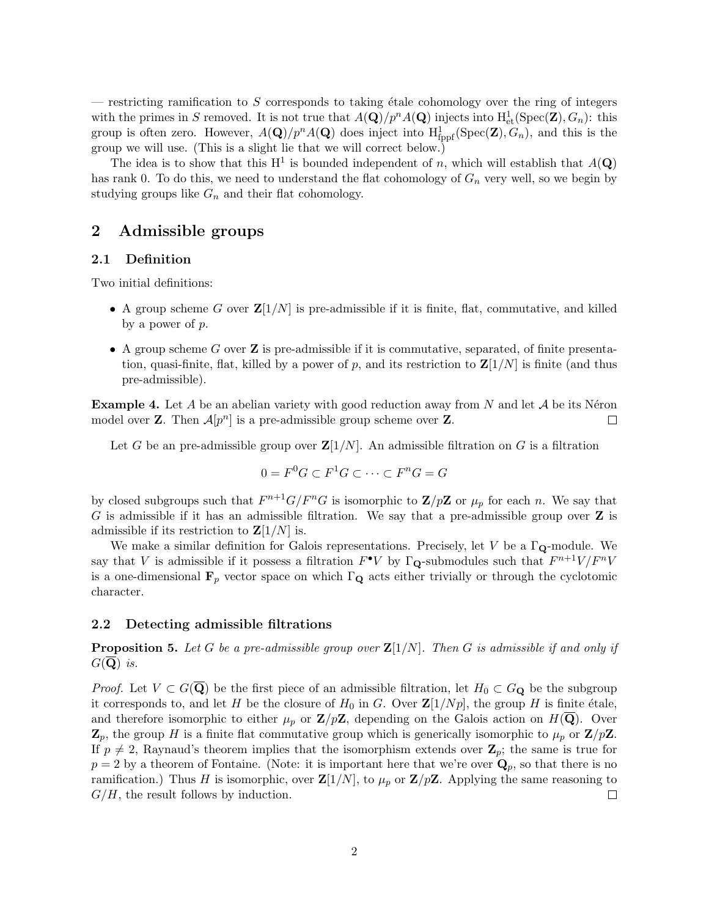— restricting ramification to $S$ corresponds to taking étale cohomology over the ring of integers with the primes in $S$ removed. It is not true that $A(\mathbf{Q})/p^n A(\mathbf{Q})$ injects into $\mathrm{H}^1_{\text{et}}(\mathrm{Spec}(\mathbf{Z}), G_n)$: this group is often zero. However, $A(\mathbf{Q})/p^n A(\mathbf{Q})$ does inject into $\mathrm{H}^1_{\text{fppf}}(\mathrm{Spec}(\mathbf{Z}), G_n)$, and this is the group we will use. (This is a slight lie that we will correct below.)

The idea is to show that this $\mathrm{H}^1$ is bounded independent of $n$, which will establish that $A(\mathbf{Q})$ has rank 0. To do this, we need to understand the flat cohomology of $G_n$ very well, so we begin by studying groups like $G_n$ and their flat cohomology.

## 2 Admissible groups

### 2.1 Definition

Two initial definitions:

- A group scheme $G$ over $\mathbf{Z}[1/N]$ is pre-admissible if it is finite, flat, commutative, and killed by a power of $p$.
- A group scheme $G$ over $\mathbf{Z}$ is pre-admissible if it is commutative, separated, of finite presentation, quasi-finite, flat, killed by a power of $p$, and its restriction to $\mathbf{Z}[1/N]$ is finite (and thus pre-admissible).

**Example 4.** Let $A$ be an abelian variety with good reduction away from $N$ and let $\mathcal{A}$ be its Néron model over $\mathbf{Z}$. Then $\mathcal{A}[p^n]$ is a pre-admissible group scheme over $\mathbf{Z}$. $\square$

Let $G$ be an pre-admissible group over $\mathbf{Z}[1/N]$. An admissible filtration on $G$ is a filtration

$$0 = F^0 G \subset F^1 G \subset \cdots \subset F^n G = G$$

by closed subgroups such that $F^{n+1}G/F^n G$ is isomorphic to $\mathbf{Z}/p\mathbf{Z}$ or $\mu_p$ for each $n$. We say that $G$ is admissible if it has an admissible filtration. We say that a pre-admissible group over $\mathbf{Z}$ is admissible if its restriction to $\mathbf{Z}[1/N]$ is.

We make a similar definition for Galois representations. Precisely, let $V$ be a $\Gamma_{\mathbf{Q}}$-module. We say that $V$ is admissible if it possess a filtration $F^\bullet V$ by $\Gamma_{\mathbf{Q}}$-submodules such that $F^{n+1}V/F^n V$ is a one-dimensional $\mathbf{F}_p$ vector space on which $\Gamma_{\mathbf{Q}}$ acts either trivially or through the cyclotomic character.

### 2.2 Detecting admissible filtrations

**Proposition 5.** *Let $G$ be a pre-admissible group over $\mathbf{Z}[1/N]$. Then $G$ is admissible if and only if $G(\overline{\mathbf{Q}})$ is.*

*Proof.* Let $V \subset G(\overline{\mathbf{Q}})$ be the first piece of an admissible filtration, let $H_0 \subset G_{\mathbf{Q}}$ be the subgroup it corresponds to, and let $H$ be the closure of $H_0$ in $G$. Over $\mathbf{Z}[1/Np]$, the group $H$ is finite étale, and therefore isomorphic to either $\mu_p$ or $\mathbf{Z}/p\mathbf{Z}$, depending on the Galois action on $H(\overline{\mathbf{Q}})$. Over $\mathbf{Z}_p$, the group $H$ is a finite flat commutative group which is generically isomorphic to $\mu_p$ or $\mathbf{Z}/p\mathbf{Z}$. If $p \neq 2$, Raynaud's theorem implies that the isomorphism extends over $\mathbf{Z}_p$; the same is true for $p = 2$ by a theorem of Fontaine. (Note: it is important here that we're over $\mathbf{Q}_p$, so that there is no ramification.) Thus $H$ is isomorphic, over $\mathbf{Z}[1/N]$, to $\mu_p$ or $\mathbf{Z}/p\mathbf{Z}$. Applying the same reasoning to $G/H$, the result follows by induction. $\square$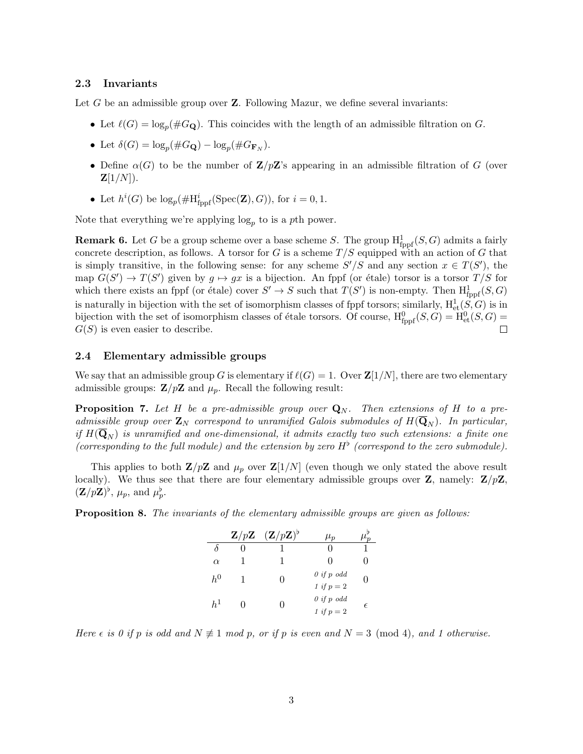### 2.3 Invariants

Let $G$ be an admissible group over $\mathbf{Z}$. Following Mazur, we define several invariants:

- Let $\ell(G) = \log_p(\#G_{\mathbf{Q}})$. This coincides with the length of an admissible filtration on $G$.
- Let $\delta(G) = \log_p(\#G_{\mathbf{Q}}) - \log_p(\#G_{\mathbf{F}_N})$.
- Define $\alpha(G)$ to be the number of $\mathbf{Z}/p\mathbf{Z}$'s appearing in an admissible filtration of $G$ (over $\mathbf{Z}[1/N]$).
- Let $h^i(G)$ be $\log_p(\#\mathrm{H}^i_{\mathrm{fppf}}(\mathrm{Spec}(\mathbf{Z}), G))$, for $i = 0, 1$.

Note that everything we're applying $\log_p$ to is a $p$th power.

**Remark 6.** Let $G$ be a group scheme over a base scheme $S$. The group $\mathrm{H}^1_{\mathrm{fppf}}(S, G)$ admits a fairly concrete description, as follows. A torsor for $G$ is a scheme $T/S$ equipped with an action of $G$ that is simply transitive, in the following sense: for any scheme $S'/S$ and any section $x \in T(S')$, the map $G(S') \to T(S')$ given by $g \mapsto gx$ is a bijection. An fppf (or étale) torsor is a torsor $T/S$ for which there exists an fppf (or étale) cover $S' \to S$ such that $T(S')$ is non-empty. Then $\mathrm{H}^1_{\mathrm{fppf}}(S, G)$ is naturally in bijection with the set of isomorphism classes of fppf torsors; similarly, $\mathrm{H}^1_{\mathrm{et}}(S, G)$ is in bijection with the set of isomorphism classes of étale torsors. Of course, $\mathrm{H}^0_{\mathrm{fppf}}(S, G) = \mathrm{H}^0_{\mathrm{et}}(S, G) = G(S)$ is even easier to describe. □

### 2.4 Elementary admissible groups

We say that an admissible group $G$ is elementary if $\ell(G) = 1$. Over $\mathbf{Z}[1/N]$, there are two elementary admissible groups: $\mathbf{Z}/p\mathbf{Z}$ and $\mu_p$. Recall the following result:

**Proposition 7.** *Let $H$ be a pre-admissible group over $\mathbf{Q}_N$. Then extensions of $H$ to a pre-admissible group over $\mathbf{Z}_N$ correspond to unramified Galois submodules of $H(\overline{\mathbf{Q}}_N)$. In particular, if $H(\overline{\mathbf{Q}}_N)$ is unramified and one-dimensional, it admits exactly two such extensions: a finite one (corresponding to the full module) and the extension by zero $H^\flat$ (correspond to the zero submodule).*

This applies to both $\mathbf{Z}/p\mathbf{Z}$ and $\mu_p$ over $\mathbf{Z}[1/N]$ (even though we only stated the above result locally). We thus see that there are four elementary admissible groups over $\mathbf{Z}$, namely: $\mathbf{Z}/p\mathbf{Z}$, $(\mathbf{Z}/p\mathbf{Z})^\flat$, $\mu_p$, and $\mu_p^\flat$.

**Proposition 8.** *The invariants of the elementary admissible groups are given as follows:*

| | $\mathbf{Z}/p\mathbf{Z}$ | $(\mathbf{Z}/p\mathbf{Z})^\flat$ | $\mu_p$ | $\mu_p^\flat$ |
|---|---|---|---|---|
| $\delta$ | 0 | 1 | 0 | 1 |
| $\alpha$ | 1 | 1 | 0 | 0 |
| $h^0$ | 1 | 0 | *0 if $p$ odd*<br>*1 if $p = 2$* | 0 |
| $h^1$ | 0 | 0 | *0 if $p$ odd*<br>*1 if $p = 2$* | $\epsilon$ |

*Here $\epsilon$ is 0 if $p$ is odd and $N \not\equiv 1$ mod $p$, or if $p$ is even and $N = 3 \pmod 4$, and 1 otherwise.*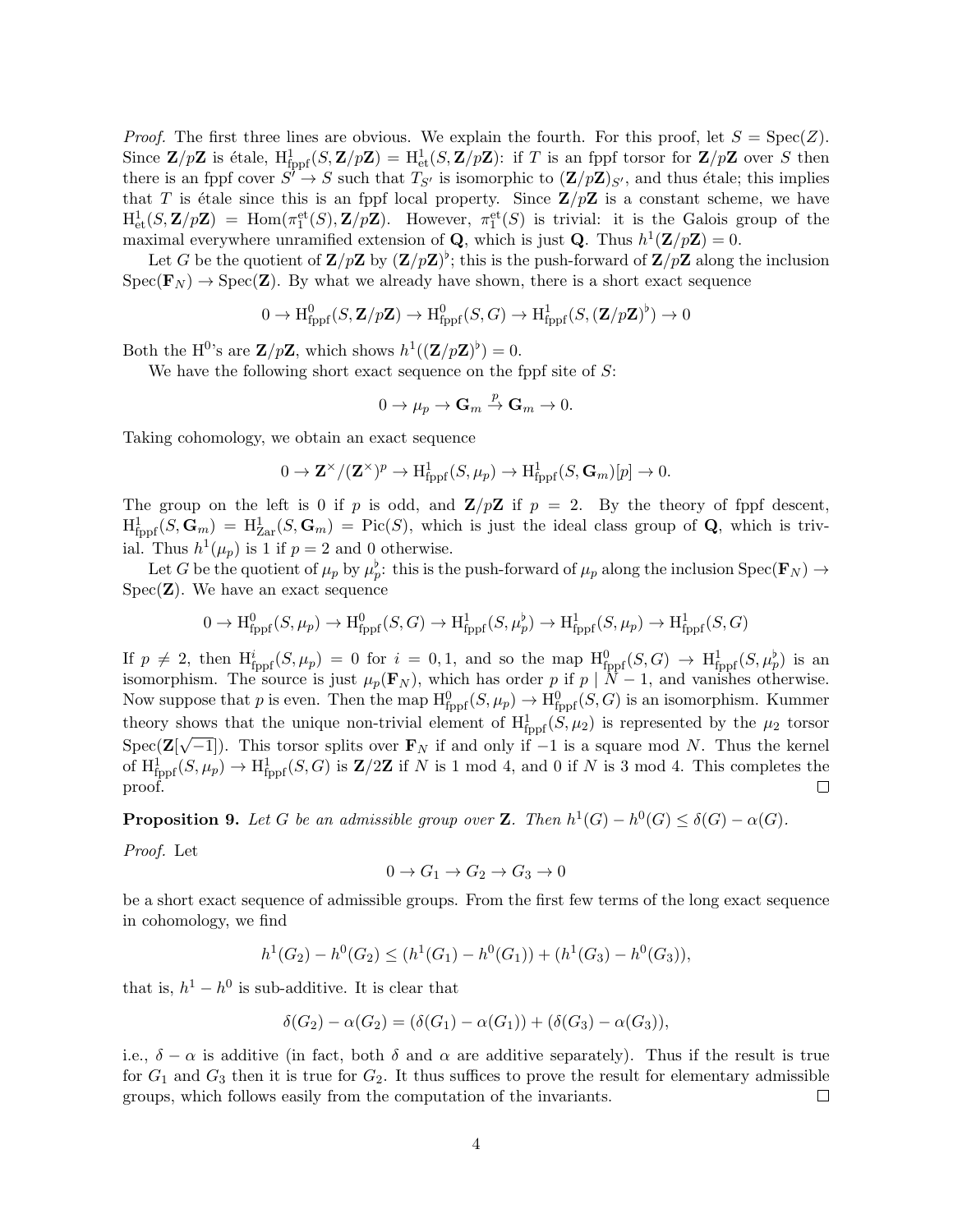*Proof.* The first three lines are obvious. We explain the fourth. For this proof, let $S = \mathrm{Spec}(Z)$. Since $\mathbf{Z}/p\mathbf{Z}$ is étale, $\mathrm{H}^1_{\mathrm{fppf}}(S, \mathbf{Z}/p\mathbf{Z}) = \mathrm{H}^1_{\mathrm{et}}(S, \mathbf{Z}/p\mathbf{Z})$: if $T$ is an fppf torsor for $\mathbf{Z}/p\mathbf{Z}$ over $S$ then there is an fppf cover $S' \to S$ such that $T_{S'}$ is isomorphic to $(\mathbf{Z}/p\mathbf{Z})_{S'}$, and thus étale; this implies that $T$ is étale since this is an fppf local property. Since $\mathbf{Z}/p\mathbf{Z}$ is a constant scheme, we have $\mathrm{H}^1_{\mathrm{et}}(S, \mathbf{Z}/p\mathbf{Z}) = \mathrm{Hom}(\pi_1^{\mathrm{et}}(S), \mathbf{Z}/p\mathbf{Z})$. However, $\pi_1^{\mathrm{et}}(S)$ is trivial: it is the Galois group of the maximal everywhere unramified extension of $\mathbf{Q}$, which is just $\mathbf{Q}$. Thus $h^1(\mathbf{Z}/p\mathbf{Z}) = 0$.

Let $G$ be the quotient of $\mathbf{Z}/p\mathbf{Z}$ by $(\mathbf{Z}/p\mathbf{Z})^\flat$; this is the push-forward of $\mathbf{Z}/p\mathbf{Z}$ along the inclusion $\mathrm{Spec}(\mathbf{F}_N) \to \mathrm{Spec}(\mathbf{Z})$. By what we already have shown, there is a short exact sequence

$$0 \to \mathrm{H}^0_{\mathrm{fppf}}(S, \mathbf{Z}/p\mathbf{Z}) \to \mathrm{H}^0_{\mathrm{fppf}}(S, G) \to \mathrm{H}^1_{\mathrm{fppf}}(S, (\mathbf{Z}/p\mathbf{Z})^\flat) \to 0$$

Both the $\mathrm{H}^0$'s are $\mathbf{Z}/p\mathbf{Z}$, which shows $h^1((\mathbf{Z}/p\mathbf{Z})^\flat) = 0$.

We have the following short exact sequence on the fppf site of $S$:

$$0 \to \mu_p \to \mathbf{G}_m \xrightarrow{p} \mathbf{G}_m \to 0.$$

Taking cohomology, we obtain an exact sequence

$$0 \to \mathbf{Z}^\times/(\mathbf{Z}^\times)^p \to \mathrm{H}^1_{\mathrm{fppf}}(S, \mu_p) \to \mathrm{H}^1_{\mathrm{fppf}}(S, \mathbf{G}_m)[p] \to 0.$$

The group on the left is 0 if $p$ is odd, and $\mathbf{Z}/p\mathbf{Z}$ if $p = 2$. By the theory of fppf descent, $\mathrm{H}^1_{\mathrm{fppf}}(S, \mathbf{G}_m) = \mathrm{H}^1_{\mathrm{Zar}}(S, \mathbf{G}_m) = \mathrm{Pic}(S)$, which is just the ideal class group of $\mathbf{Q}$, which is trivial. Thus $h^1(\mu_p)$ is 1 if $p = 2$ and 0 otherwise.

Let $G$ be the quotient of $\mu_p$ by $\mu_p^\flat$: this is the push-forward of $\mu_p$ along the inclusion $\mathrm{Spec}(\mathbf{F}_N) \to \mathrm{Spec}(\mathbf{Z})$. We have an exact sequence

$$0 \to \mathrm{H}^0_{\mathrm{fppf}}(S, \mu_p) \to \mathrm{H}^0_{\mathrm{fppf}}(S, G) \to \mathrm{H}^1_{\mathrm{fppf}}(S, \mu_p^\flat) \to \mathrm{H}^1_{\mathrm{fppf}}(S, \mu_p) \to \mathrm{H}^1_{\mathrm{fppf}}(S, G)$$

If $p \neq 2$, then $\mathrm{H}^i_{\mathrm{fppf}}(S, \mu_p) = 0$ for $i = 0, 1$, and so the map $\mathrm{H}^0_{\mathrm{fppf}}(S, G) \to \mathrm{H}^1_{\mathrm{fppf}}(S, \mu_p^\flat)$ is an isomorphism. The source is just $\mu_p(\mathbf{F}_N)$, which has order $p$ if $p \mid N - 1$, and vanishes otherwise. Now suppose that $p$ is even. Then the map $\mathrm{H}^0_{\mathrm{fppf}}(S, \mu_p) \to \mathrm{H}^0_{\mathrm{fppf}}(S, G)$ is an isomorphism. Kummer theory shows that the unique non-trivial element of $\mathrm{H}^1_{\mathrm{fppf}}(S, \mu_2)$ is represented by the $\mu_2$ torsor $\mathrm{Spec}(\mathbf{Z}[\sqrt{-1}])$. This torsor splits over $\mathbf{F}_N$ if and only if $-1$ is a square mod $N$. Thus the kernel of $\mathrm{H}^1_{\mathrm{fppf}}(S, \mu_p) \to \mathrm{H}^1_{\mathrm{fppf}}(S, G)$ is $\mathbf{Z}/2\mathbf{Z}$ if $N$ is 1 mod 4, and 0 if $N$ is 3 mod 4. This completes the proof. □

**Proposition 9.** *Let $G$ be an admissible group over $\mathbf{Z}$. Then $h^1(G) - h^0(G) \leq \delta(G) - \alpha(G)$.*

*Proof.* Let

$$0 \to G_1 \to G_2 \to G_3 \to 0$$

be a short exact sequence of admissible groups. From the first few terms of the long exact sequence in cohomology, we find

$$h^1(G_2) - h^0(G_2) \leq (h^1(G_1) - h^0(G_1)) + (h^1(G_3) - h^0(G_3)),$$

that is, $h^1 - h^0$ is sub-additive. It is clear that

$$\delta(G_2) - \alpha(G_2) = (\delta(G_1) - \alpha(G_1)) + (\delta(G_3) - \alpha(G_3)),$$

i.e., $\delta - \alpha$ is additive (in fact, both $\delta$ and $\alpha$ are additive separately). Thus if the result is true for $G_1$ and $G_3$ then it is true for $G_2$. It thus suffices to prove the result for elementary admissible groups, which follows easily from the computation of the invariants. □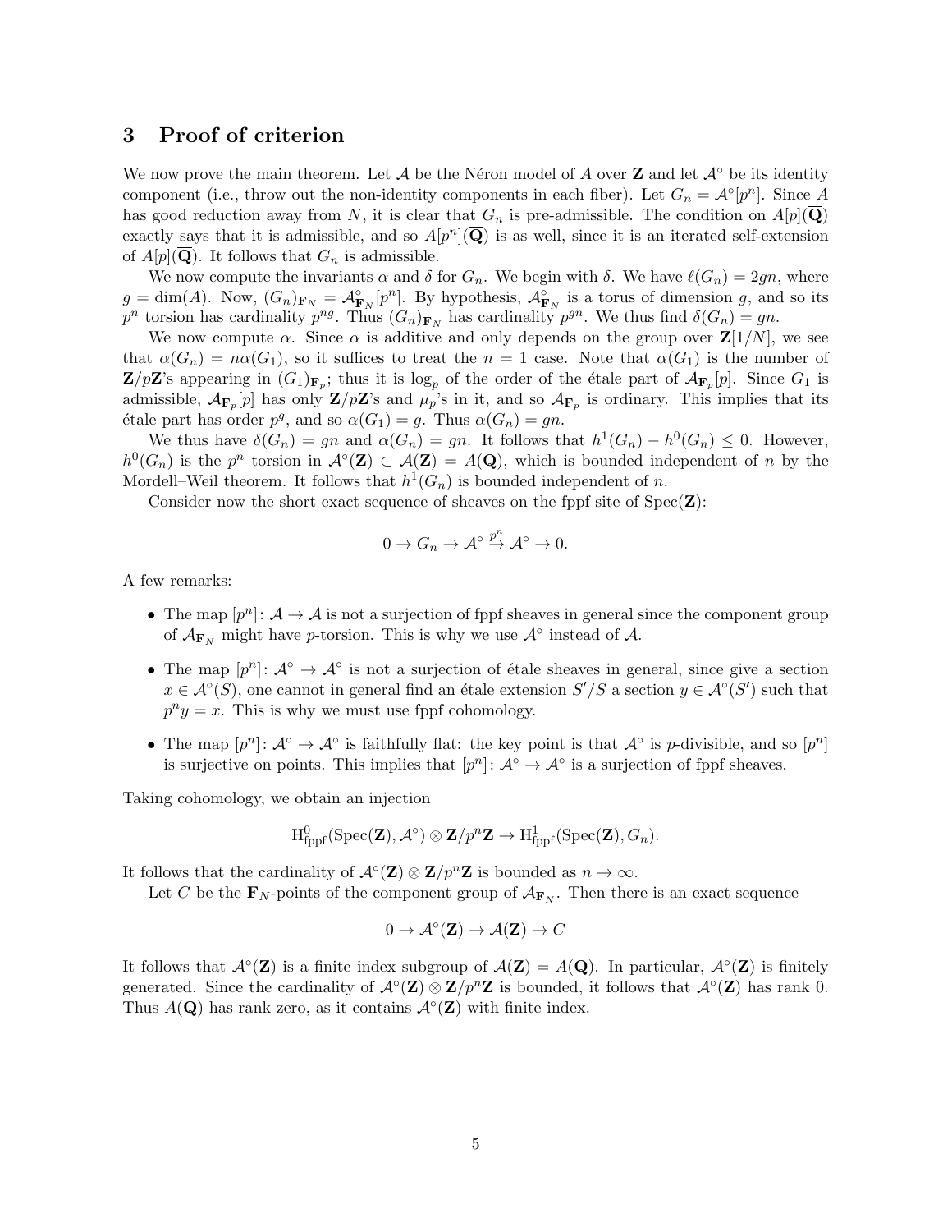# 3 Proof of criterion

We now prove the main theorem. Let $\mathcal{A}$ be the Néron model of $A$ over $\mathbf{Z}$ and let $\mathcal{A}^\circ$ be its identity component (i.e., throw out the non-identity components in each fiber). Let $G_n = \mathcal{A}^\circ[p^n]$. Since $A$ has good reduction away from $N$, it is clear that $G_n$ is pre-admissible. The condition on $A[p](\overline{\mathbf{Q}})$ exactly says that it is admissible, and so $A[p^n](\overline{\mathbf{Q}})$ is as well, since it is an iterated self-extension of $A[p](\overline{\mathbf{Q}})$. It follows that $G_n$ is admissible.

We now compute the invariants $\alpha$ and $\delta$ for $G_n$. We begin with $\delta$. We have $\ell(G_n) = 2gn$, where $g = \dim(A)$. Now, $(G_n)_{\mathbf{F}_N} = \mathcal{A}^\circ_{\mathbf{F}_N}[p^n]$. By hypothesis, $\mathcal{A}^\circ_{\mathbf{F}_N}$ is a torus of dimension $g$, and so its $p^n$ torsion has cardinality $p^{ng}$. Thus $(G_n)_{\mathbf{F}_N}$ has cardinality $p^{gn}$. We thus find $\delta(G_n) = gn$.

We now compute $\alpha$. Since $\alpha$ is additive and only depends on the group over $\mathbf{Z}[1/N]$, we see that $\alpha(G_n) = n\alpha(G_1)$, so it suffices to treat the $n = 1$ case. Note that $\alpha(G_1)$ is the number of $\mathbf{Z}/p\mathbf{Z}$'s appearing in $(G_1)_{\mathbf{F}_p}$; thus it is $\log_p$ of the order of the étale part of $\mathcal{A}_{\mathbf{F}_p}[p]$. Since $G_1$ is admissible, $\mathcal{A}_{\mathbf{F}_p}[p]$ has only $\mathbf{Z}/p\mathbf{Z}$'s and $\mu_p$'s in it, and so $\mathcal{A}_{\mathbf{F}_p}$ is ordinary. This implies that its étale part has order $p^g$, and so $\alpha(G_1) = g$. Thus $\alpha(G_n) = gn$.

We thus have $\delta(G_n) = gn$ and $\alpha(G_n) = gn$. It follows that $h^1(G_n) - h^0(G_n) \le 0$. However, $h^0(G_n)$ is the $p^n$ torsion in $\mathcal{A}^\circ(\mathbf{Z}) \subset \mathcal{A}(\mathbf{Z}) = A(\mathbf{Q})$, which is bounded independent of $n$ by the Mordell–Weil theorem. It follows that $h^1(G_n)$ is bounded independent of $n$.

Consider now the short exact sequence of sheaves on the fppf site of $\operatorname{Spec}(\mathbf{Z})$:

$$0 \to G_n \to \mathcal{A}^\circ \xrightarrow{p^n} \mathcal{A}^\circ \to 0.$$

A few remarks:

- The map $[p^n]\colon \mathcal{A} \to \mathcal{A}$ is not a surjection of fppf sheaves in general since the component group of $\mathcal{A}_{\mathbf{F}_N}$ might have $p$-torsion. This is why we use $\mathcal{A}^\circ$ instead of $\mathcal{A}$.
- The map $[p^n]\colon \mathcal{A}^\circ \to \mathcal{A}^\circ$ is not a surjection of étale sheaves in general, since give a section $x \in \mathcal{A}^\circ(S)$, one cannot in general find an étale extension $S'/S$ a section $y \in \mathcal{A}^\circ(S')$ such that $p^n y = x$. This is why we must use fppf cohomology.
- The map $[p^n]\colon \mathcal{A}^\circ \to \mathcal{A}^\circ$ is faithfully flat: the key point is that $\mathcal{A}^\circ$ is $p$-divisible, and so $[p^n]$ is surjective on points. This implies that $[p^n]\colon \mathcal{A}^\circ \to \mathcal{A}^\circ$ is a surjection of fppf sheaves.

Taking cohomology, we obtain an injection

$$\mathrm{H}^0_{\mathrm{fppf}}(\operatorname{Spec}(\mathbf{Z}), \mathcal{A}^\circ) \otimes \mathbf{Z}/p^n\mathbf{Z} \to \mathrm{H}^1_{\mathrm{fppf}}(\operatorname{Spec}(\mathbf{Z}), G_n).$$

It follows that the cardinality of $\mathcal{A}^\circ(\mathbf{Z}) \otimes \mathbf{Z}/p^n\mathbf{Z}$ is bounded as $n \to \infty$.

Let $C$ be the $\mathbf{F}_N$-points of the component group of $\mathcal{A}_{\mathbf{F}_N}$. Then there is an exact sequence

$$0 \to \mathcal{A}^\circ(\mathbf{Z}) \to \mathcal{A}(\mathbf{Z}) \to C$$

It follows that $\mathcal{A}^\circ(\mathbf{Z})$ is a finite index subgroup of $\mathcal{A}(\mathbf{Z}) = A(\mathbf{Q})$. In particular, $\mathcal{A}^\circ(\mathbf{Z})$ is finitely generated. Since the cardinality of $\mathcal{A}^\circ(\mathbf{Z}) \otimes \mathbf{Z}/p^n\mathbf{Z}$ is bounded, it follows that $\mathcal{A}^\circ(\mathbf{Z})$ has rank 0. Thus $A(\mathbf{Q})$ has rank zero, as it contains $\mathcal{A}^\circ(\mathbf{Z})$ with finite index.